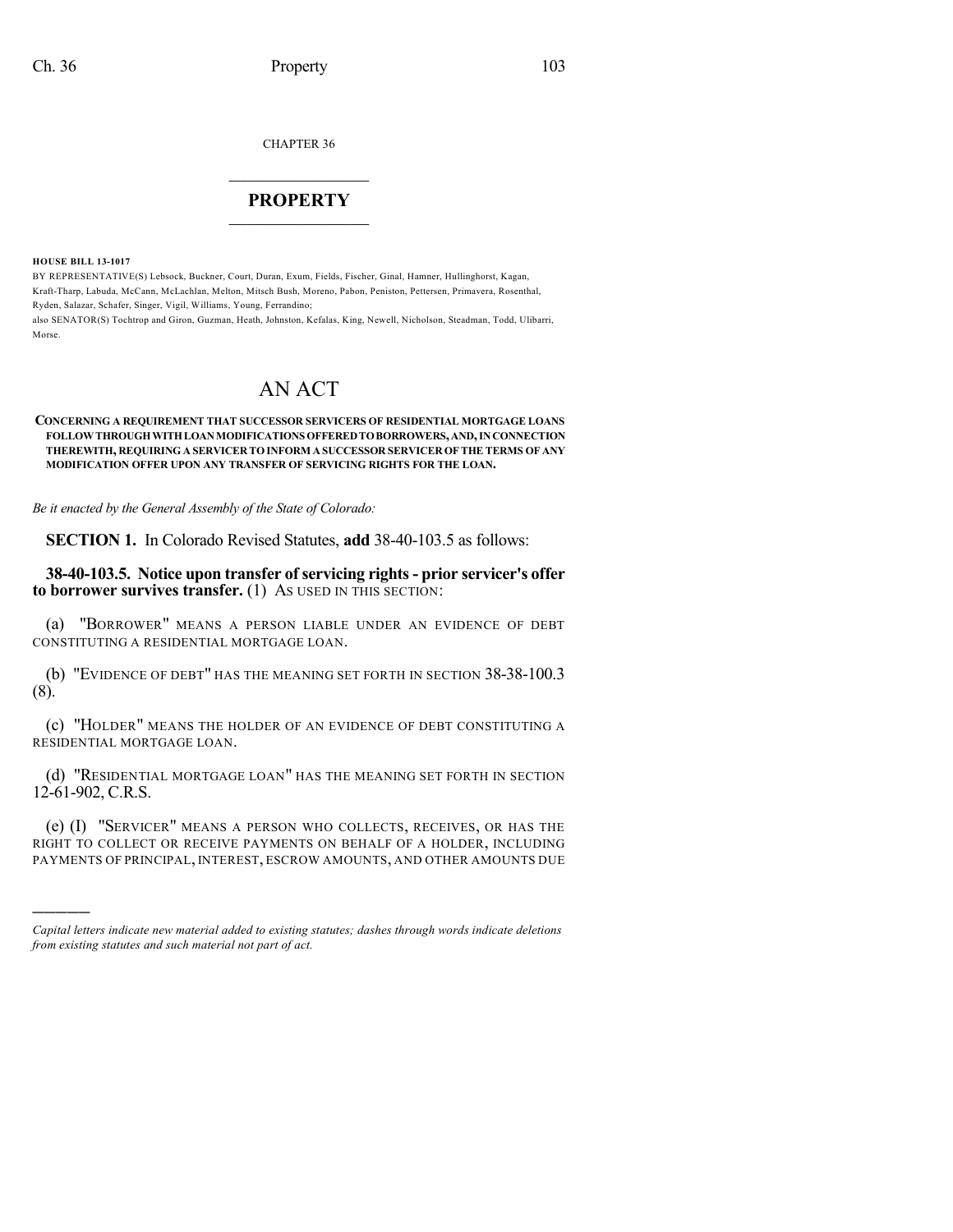CHAPTER 36

# PROPERTY

**HOUSE BILL 13-1017**

BY REPRESENTATIVE(S) Lebsock, Buckner, Court, Duran, Exum, Fields, Fischer, Ginal, Hamner, Hullinghorst, Kagan, Kraft-Tharp, Labuda, McCann, McLachlan, Melton, Mitsch Bush, Moreno, Pabon, Peniston, Pettersen, Primavera, Rosenthal, Ryden, Salazar, Schafer, Singer, Vigil, Williams, Young, Ferrandino;
also SENATOR(S) Tochtrop and Giron, Guzman, Heath, Johnston, Kefalas, King, Newell, Nicholson, Steadman, Todd, Ulibarri, Morse.

# AN ACT

**CONCERNING A REQUIREMENT THAT SUCCESSOR SERVICERS OF RESIDENTIAL MORTGAGE LOANS FOLLOW THROUGH WITH LOAN MODIFICATIONS OFFERED TO BORROWERS, AND, IN CONNECTION THEREWITH, REQUIRING A SERVICER TO INFORM A SUCCESSOR SERVICER OF THE TERMS OF ANY MODIFICATION OFFER UPON ANY TRANSFER OF SERVICING RIGHTS FOR THE LOAN.**

*Be it enacted by the General Assembly of the State of Colorado:*

**SECTION 1.** In Colorado Revised Statutes, **add** 38-40-103.5 as follows:

**38-40-103.5. Notice upon transfer of servicing rights - prior servicer's offer to borrower survives transfer.** (1) AS USED IN THIS SECTION:

(a) "BORROWER" MEANS A PERSON LIABLE UNDER AN EVIDENCE OF DEBT CONSTITUTING A RESIDENTIAL MORTGAGE LOAN.

(b) "EVIDENCE OF DEBT" HAS THE MEANING SET FORTH IN SECTION 38-38-100.3 (8).

(c) "HOLDER" MEANS THE HOLDER OF AN EVIDENCE OF DEBT CONSTITUTING A RESIDENTIAL MORTGAGE LOAN.

(d) "RESIDENTIAL MORTGAGE LOAN" HAS THE MEANING SET FORTH IN SECTION 12-61-902, C.R.S.

(e) (I) "SERVICER" MEANS A PERSON WHO COLLECTS, RECEIVES, OR HAS THE RIGHT TO COLLECT OR RECEIVE PAYMENTS ON BEHALF OF A HOLDER, INCLUDING PAYMENTS OF PRINCIPAL, INTEREST, ESCROW AMOUNTS, AND OTHER AMOUNTS DUE

---

*Capital letters indicate new material added to existing statutes; dashes through words indicate deletions from existing statutes and such material not part of act.*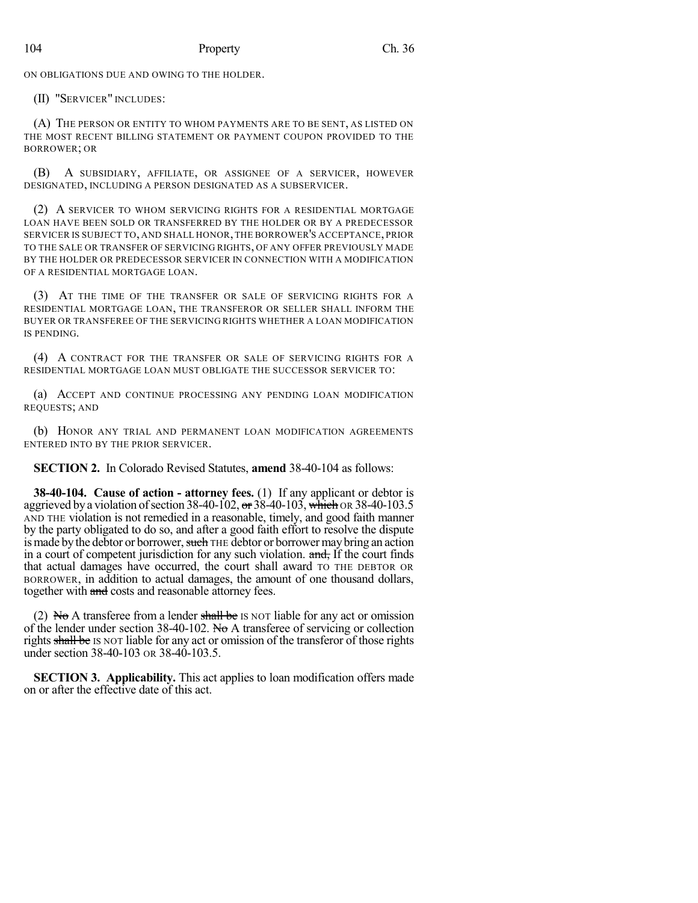ON OBLIGATIONS DUE AND OWING TO THE HOLDER.

(II) "SERVICER" INCLUDES:

(A) THE PERSON OR ENTITY TO WHOM PAYMENTS ARE TO BE SENT, AS LISTED ON THE MOST RECENT BILLING STATEMENT OR PAYMENT COUPON PROVIDED TO THE BORROWER; OR

(B) A SUBSIDIARY, AFFILIATE, OR ASSIGNEE OF A SERVICER, HOWEVER DESIGNATED, INCLUDING A PERSON DESIGNATED AS A SUBSERVICER.

(2) A SERVICER TO WHOM SERVICING RIGHTS FOR A RESIDENTIAL MORTGAGE LOAN HAVE BEEN SOLD OR TRANSFERRED BY THE HOLDER OR BY A PREDECESSOR SERVICER IS SUBJECT TO, AND SHALL HONOR, THE BORROWER'S ACCEPTANCE, PRIOR TO THE SALE OR TRANSFER OF SERVICING RIGHTS, OF ANY OFFER PREVIOUSLY MADE BY THE HOLDER OR PREDECESSOR SERVICER IN CONNECTION WITH A MODIFICATION OF A RESIDENTIAL MORTGAGE LOAN.

(3) AT THE TIME OF THE TRANSFER OR SALE OF SERVICING RIGHTS FOR A RESIDENTIAL MORTGAGE LOAN, THE TRANSFEROR OR SELLER SHALL INFORM THE BUYER OR TRANSFEREE OF THE SERVICING RIGHTS WHETHER A LOAN MODIFICATION IS PENDING.

(4) A CONTRACT FOR THE TRANSFER OR SALE OF SERVICING RIGHTS FOR A RESIDENTIAL MORTGAGE LOAN MUST OBLIGATE THE SUCCESSOR SERVICER TO:

(a) ACCEPT AND CONTINUE PROCESSING ANY PENDING LOAN MODIFICATION REQUESTS; AND

(b) HONOR ANY TRIAL AND PERMANENT LOAN MODIFICATION AGREEMENTS ENTERED INTO BY THE PRIOR SERVICER.

**SECTION 2.** In Colorado Revised Statutes, **amend** 38-40-104 as follows:

**38-40-104. Cause of action - attorney fees.** (1) If any applicant or debtor is aggrieved by a violation of section 38-40-102, ~~or~~ 38-40-103, ~~which~~ OR 38-40-103.5 AND THE violation is not remedied in a reasonable, timely, and good faith manner by the party obligated to do so, and after a good faith effort to resolve the dispute is made by the debtor or borrower, ~~such~~ THE debtor or borrower may bring an action in a court of competent jurisdiction for any such violation. ~~and,~~ If the court finds that actual damages have occurred, the court shall award TO THE DEBTOR OR BORROWER, in addition to actual damages, the amount of one thousand dollars, together with ~~and~~ costs and reasonable attorney fees.

(2) ~~No~~ A transferee from a lender ~~shall be~~ IS NOT liable for any act or omission of the lender under section 38-40-102. ~~No~~ A transferee of servicing or collection rights ~~shall be~~ IS NOT liable for any act or omission of the transferor of those rights under section 38-40-103 OR 38-40-103.5.

**SECTION 3. Applicability.** This act applies to loan modification offers made on or after the effective date of this act.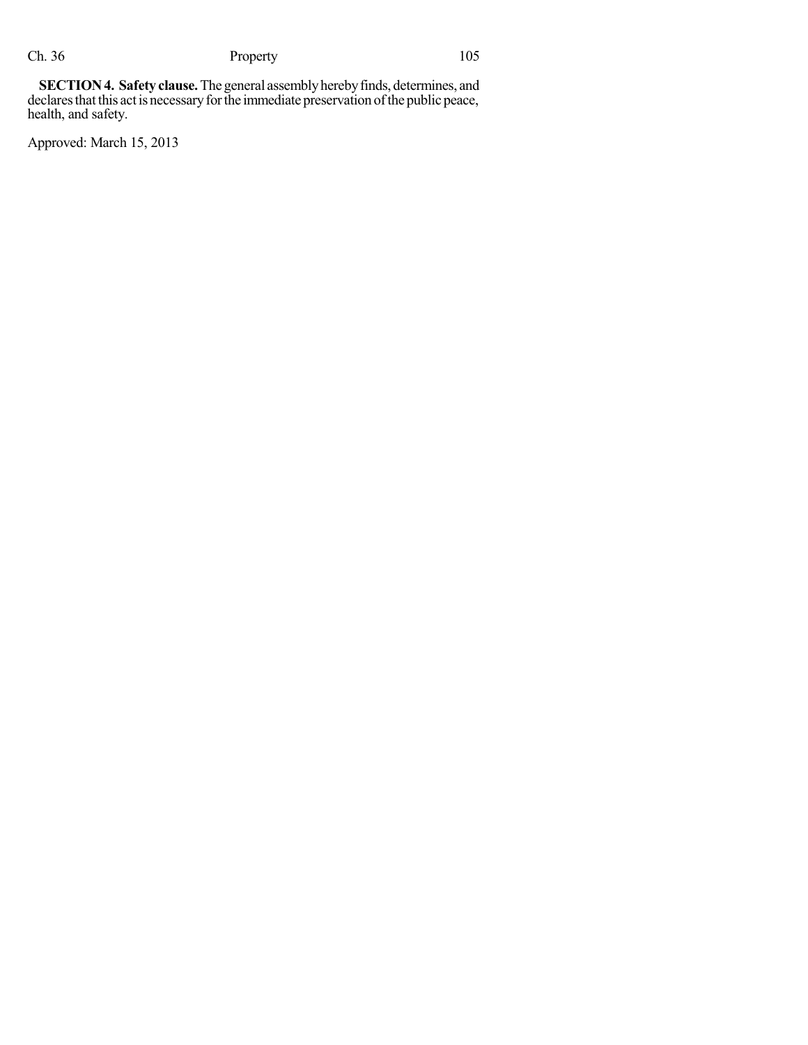**SECTION 4. Safety clause.** The general assembly hereby finds, determines, and declares that this act is necessary for the immediate preservation of the public peace, health, and safety.

Approved: March 15, 2013